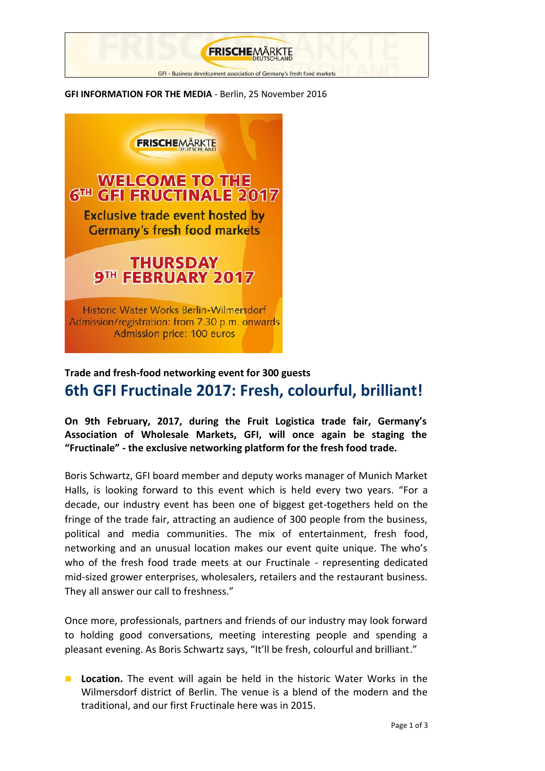GFI - Business development association of Germany's fresh food markets

**GFI INFORMATION FOR THE MEDIA** - Berlin, 25 November 2016

FRISCHEMÄRKTE DEUTSCHLAND

WELCOME TO THE 6TH GFI FRUCTINALE 2017

Exclusive trade event hosted by Germany's fresh food markets

THURSDAY 9TH FEBRUARY 2017

Historic Water Works Berlin-Wilmersdorf
Admission/registration: from 7.30 p.m. onwards
Admission price: 100 euros

**Trade and fresh-food networking event for 300 guests**

# 6th GFI Fructinale 2017: Fresh, colourful, brilliant!

**On 9th February, 2017, during the Fruit Logistica trade fair, Germany's Association of Wholesale Markets, GFI, will once again be staging the "Fructinale" - the exclusive networking platform for the fresh food trade.**

Boris Schwartz, GFI board member and deputy works manager of Munich Market Halls, is looking forward to this event which is held every two years. "For a decade, our industry event has been one of biggest get-togethers held on the fringe of the trade fair, attracting an audience of 300 people from the business, political and media communities. The mix of entertainment, fresh food, networking and an unusual location makes our event quite unique. The who's who of the fresh food trade meets at our Fructinale - representing dedicated mid-sized grower enterprises, wholesalers, retailers and the restaurant business. They all answer our call to freshness."

Once more, professionals, partners and friends of our industry may look forward to holding good conversations, meeting interesting people and spending a pleasant evening. As Boris Schwartz says, "It'll be fresh, colourful and brilliant."

- **Location.** The event will again be held in the historic Water Works in the Wilmersdorf district of Berlin. The venue is a blend of the modern and the traditional, and our first Fructinale here was in 2015.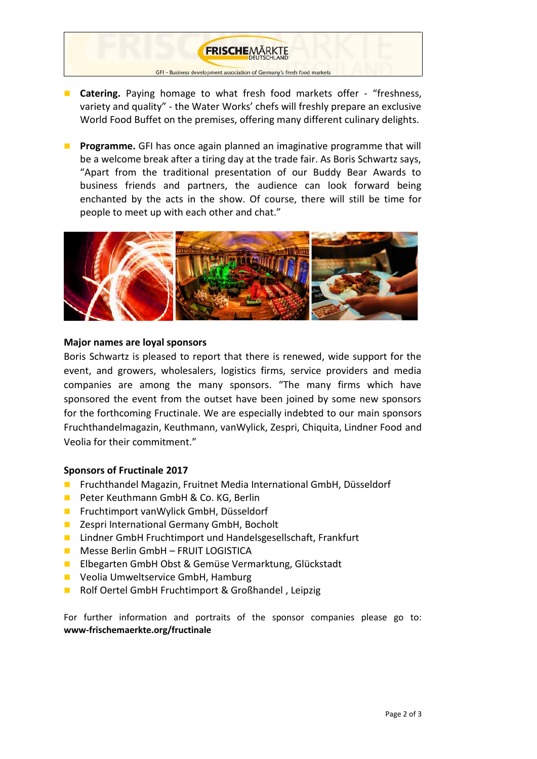- **Catering.** Paying homage to what fresh food markets offer - "freshness, variety and quality" - the Water Works' chefs will freshly prepare an exclusive World Food Buffet on the premises, offering many different culinary delights.

- **Programme.** GFI has once again planned an imaginative programme that will be a welcome break after a tiring day at the trade fair. As Boris Schwartz says, "Apart from the traditional presentation of our Buddy Bear Awards to business friends and partners, the audience can look forward being enchanted by the acts in the show. Of course, there will still be time for people to meet up with each other and chat."

**Major names are loyal sponsors**

Boris Schwartz is pleased to report that there is renewed, wide support for the event, and growers, wholesalers, logistics firms, service providers and media companies are among the many sponsors. "The many firms which have sponsored the event from the outset have been joined by some new sponsors for the forthcoming Fructinale. We are especially indebted to our main sponsors Fruchthandelmagazin, Keuthmann, vanWylick, Zespri, Chiquita, Lindner Food and Veolia for their commitment."

**Sponsors of Fructinale 2017**

- Fruchthandel Magazin, Fruitnet Media International GmbH, Düsseldorf
- Peter Keuthmann GmbH & Co. KG, Berlin
- Fruchtimport vanWylick GmbH, Düsseldorf
- Zespri International Germany GmbH, Bocholt
- Lindner GmbH Fruchtimport und Handelsgesellschaft, Frankfurt
- Messe Berlin GmbH – FRUIT LOGISTICA
- Elbegarten GmbH Obst & Gemüse Vermarktung, Glückstadt
- Veolia Umweltservice GmbH, Hamburg
- Rolf Oertel GmbH Fruchtimport & Großhandel , Leipzig

For further information and portraits of the sponsor companies please go to: **www-frischemaerkte.org/fructinale**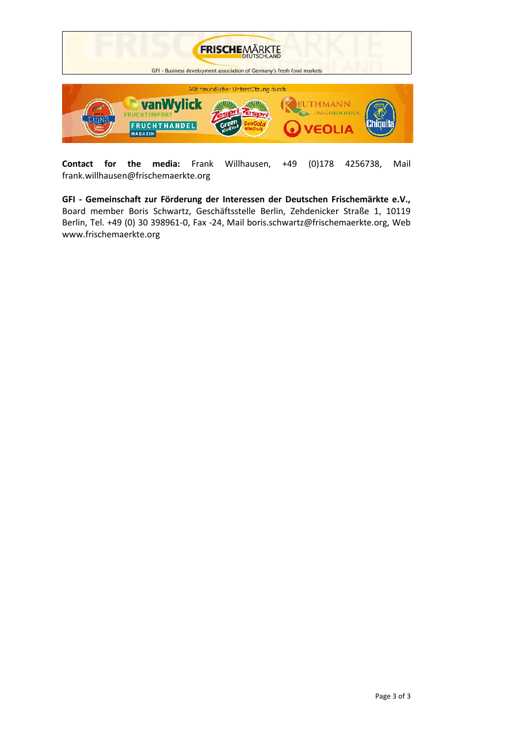**Contact for the media:** Frank Willhausen, +49 (0)178 4256738, Mail frank.willhausen@frischemaerkte.org

**GFI - Gemeinschaft zur Förderung der Interessen der Deutschen Frischemärkte e.V.,** Board member Boris Schwartz, Geschäftsstelle Berlin, Zehdenicker Straße 1, 10119 Berlin, Tel. +49 (0) 30 398961-0, Fax -24, Mail boris.schwartz@frischemaerkte.org, Web www.frischemaerkte.org